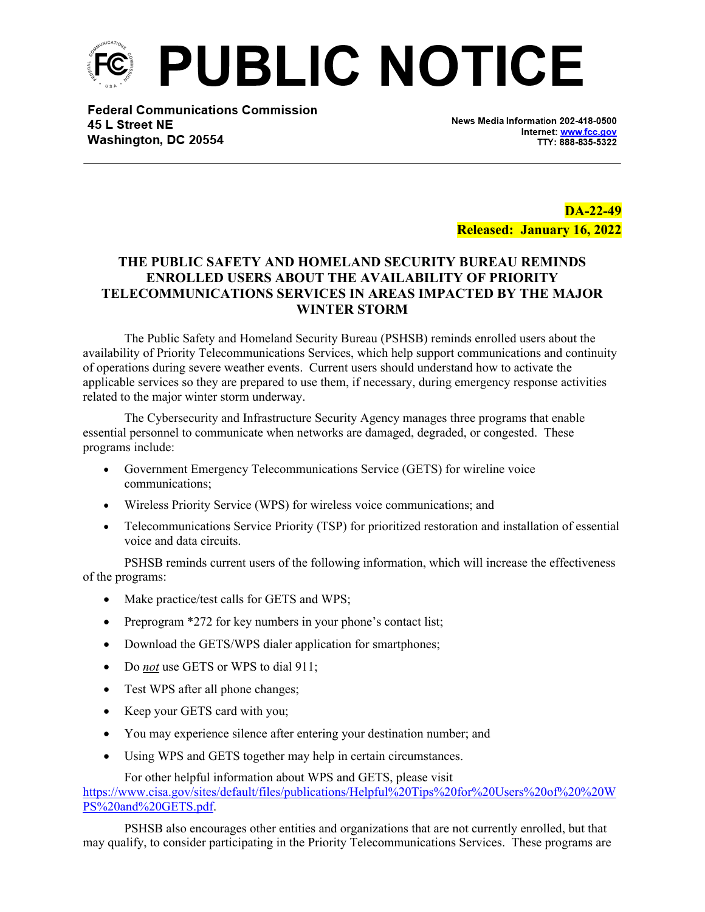# PUBLIC NOTICE

**Federal Communications Commission**
**45 L Street NE**
**Washington, DC 20554**

News Media Information 202-418-0500
Internet: www.fcc.gov
TTY: 888-835-5322

**DA-22-49**
**Released: January 16, 2022**

## THE PUBLIC SAFETY AND HOMELAND SECURITY BUREAU REMINDS ENROLLED USERS ABOUT THE AVAILABILITY OF PRIORITY TELECOMMUNICATIONS SERVICES IN AREAS IMPACTED BY THE MAJOR WINTER STORM

The Public Safety and Homeland Security Bureau (PSHSB) reminds enrolled users about the availability of Priority Telecommunications Services, which help support communications and continuity of operations during severe weather events. Current users should understand how to activate the applicable services so they are prepared to use them, if necessary, during emergency response activities related to the major winter storm underway.

The Cybersecurity and Infrastructure Security Agency manages three programs that enable essential personnel to communicate when networks are damaged, degraded, or congested. These programs include:

- Government Emergency Telecommunications Service (GETS) for wireline voice communications;
- Wireless Priority Service (WPS) for wireless voice communications; and
- Telecommunications Service Priority (TSP) for prioritized restoration and installation of essential voice and data circuits.

PSHSB reminds current users of the following information, which will increase the effectiveness of the programs:

- Make practice/test calls for GETS and WPS;
- Preprogram *272 for key numbers in your phone's contact list;
- Download the GETS/WPS dialer application for smartphones;
- Do ***not*** use GETS or WPS to dial 911;
- Test WPS after all phone changes;
- Keep your GETS card with you;
- You may experience silence after entering your destination number; and
- Using WPS and GETS together may help in certain circumstances.

For other helpful information about WPS and GETS, please visit https://www.cisa.gov/sites/default/files/publications/Helpful%20Tips%20for%20Users%20of%20%20WPS%20and%20GETS.pdf.

PSHSB also encourages other entities and organizations that are not currently enrolled, but that may qualify, to consider participating in the Priority Telecommunications Services. These programs are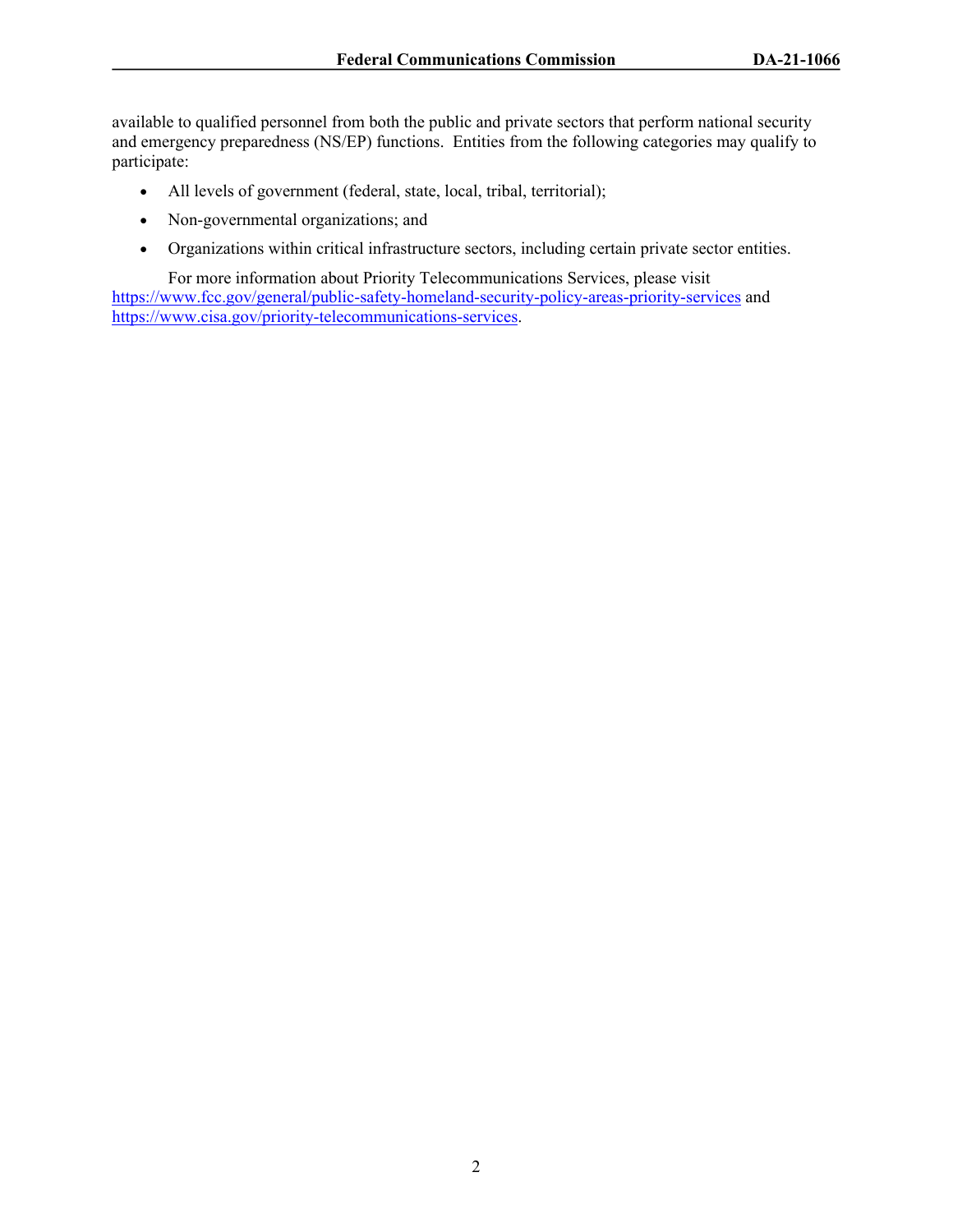available to qualified personnel from both the public and private sectors that perform national security and emergency preparedness (NS/EP) functions. Entities from the following categories may qualify to participate:

- All levels of government (federal, state, local, tribal, territorial);
- Non-governmental organizations; and
- Organizations within critical infrastructure sectors, including certain private sector entities.

For more information about Priority Telecommunications Services, please visit https://www.fcc.gov/general/public-safety-homeland-security-policy-areas-priority-services and https://www.cisa.gov/priority-telecommunications-services.